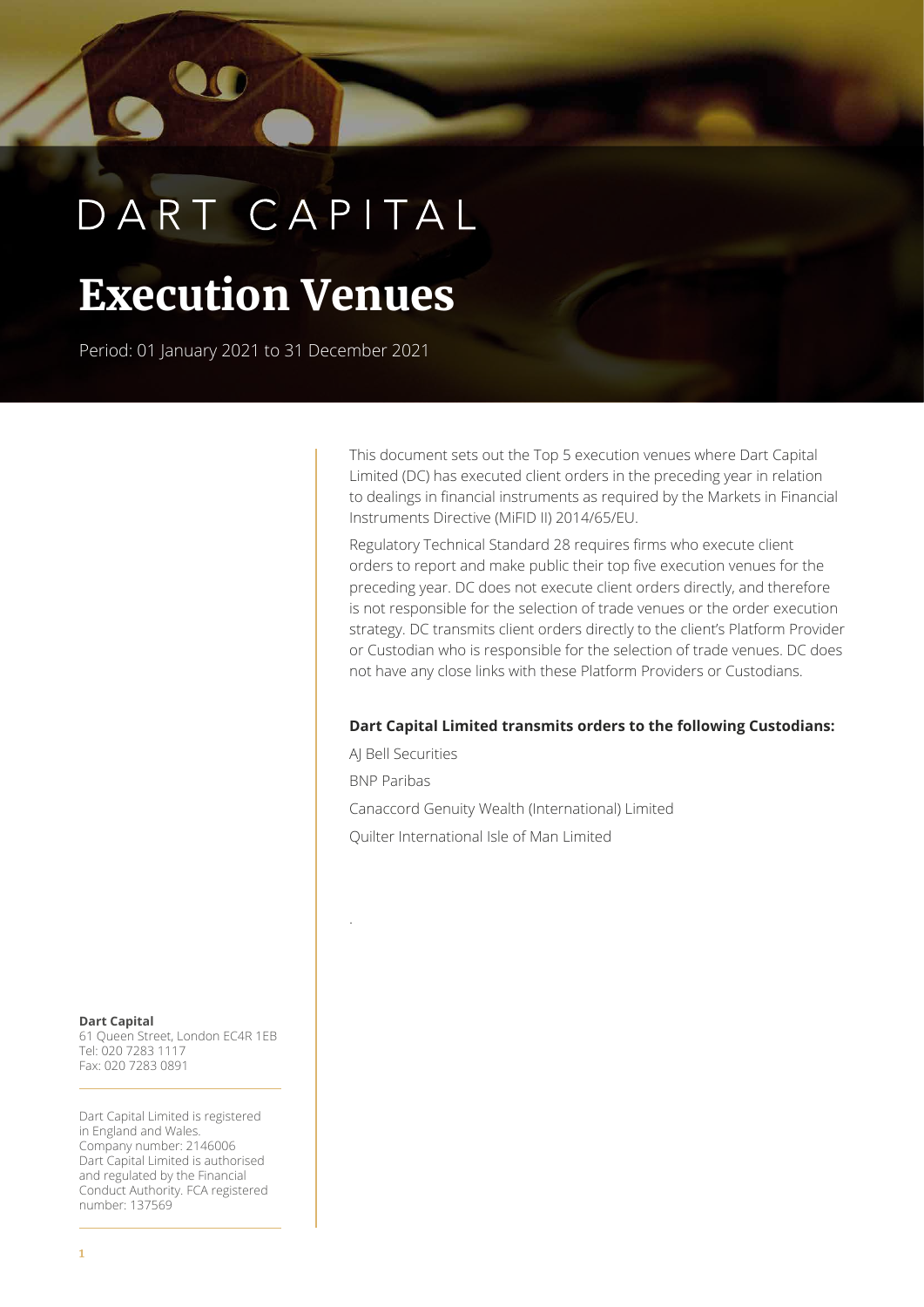DART CAPITAL

# Execution Venues

Period: 01 January 2021 to 31 December 2021

This document sets out the Top 5 execution venues where Dart Capital Limited (DC) has executed client orders in the preceding year in relation to dealings in financial instruments as required by the Markets in Financial Instruments Directive (MiFID II) 2014/65/EU.

Regulatory Technical Standard 28 requires firms who execute client orders to report and make public their top five execution venues for the preceding year. DC does not execute client orders directly, and therefore is not responsible for the selection of trade venues or the order execution strategy. DC transmits client orders directly to the client's Platform Provider or Custodian who is responsible for the selection of trade venues. DC does not have any close links with these Platform Providers or Custodians.

**Dart Capital Limited transmits orders to the following Custodians:**

AJ Bell Securities

BNP Paribas

Canaccord Genuity Wealth (International) Limited

Quilter International Isle of Man Limited

**Dart Capital**
61 Queen Street, London EC4R 1EB
Tel: 020 7283 1117
Fax: 020 7283 0891

Dart Capital Limited is registered in England and Wales. Company number: 2146006
Dart Capital Limited is authorised and regulated by the Financial Conduct Authority. FCA registered number: 137569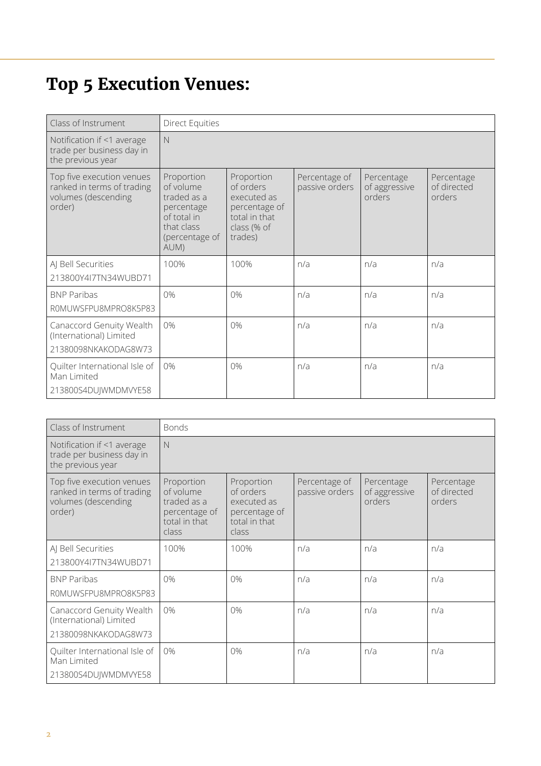# Top 5 Execution Venues:

| Class of Instrument | Direct Equities | | | | |
|---|---|---|---|---|---|
| Notification if <1 average trade per business day in the previous year | N | | | | |
| Top five execution venues ranked in terms of trading volumes (descending order) | Proportion of volume traded as a percentage of total in that class (percentage of AUM) | Proportion of orders executed as percentage of total in that class (% of trades) | Percentage of passive orders | Percentage of aggressive orders | Percentage of directed orders |
| AJ Bell Securities 213800Y4I7TN34WUBD71 | 100% | 100% | n/a | n/a | n/a |
| BNP Paribas R0MUWSFPU8MPRO8K5P83 | 0% | 0% | n/a | n/a | n/a |
| Canaccord Genuity Wealth (International) Limited 21380098NKAKODAG8W73 | 0% | 0% | n/a | n/a | n/a |
| Quilter International Isle of Man Limited 213800S4DUJWMDMVYE58 | 0% | 0% | n/a | n/a | n/a |

| Class of Instrument | Bonds | | | | |
|---|---|---|---|---|---|
| Notification if <1 average trade per business day in the previous year | N | | | | |
| Top five execution venues ranked in terms of trading volumes (descending order) | Proportion of volume traded as a percentage of total in that class | Proportion of orders executed as percentage of total in that class | Percentage of passive orders | Percentage of aggressive orders | Percentage of directed orders |
| AJ Bell Securities 213800Y4I7TN34WUBD71 | 100% | 100% | n/a | n/a | n/a |
| BNP Paribas R0MUWSFPU8MPRO8K5P83 | 0% | 0% | n/a | n/a | n/a |
| Canaccord Genuity Wealth (International) Limited 21380098NKAKODAG8W73 | 0% | 0% | n/a | n/a | n/a |
| Quilter International Isle of Man Limited 213800S4DUJWMDMVYE58 | 0% | 0% | n/a | n/a | n/a |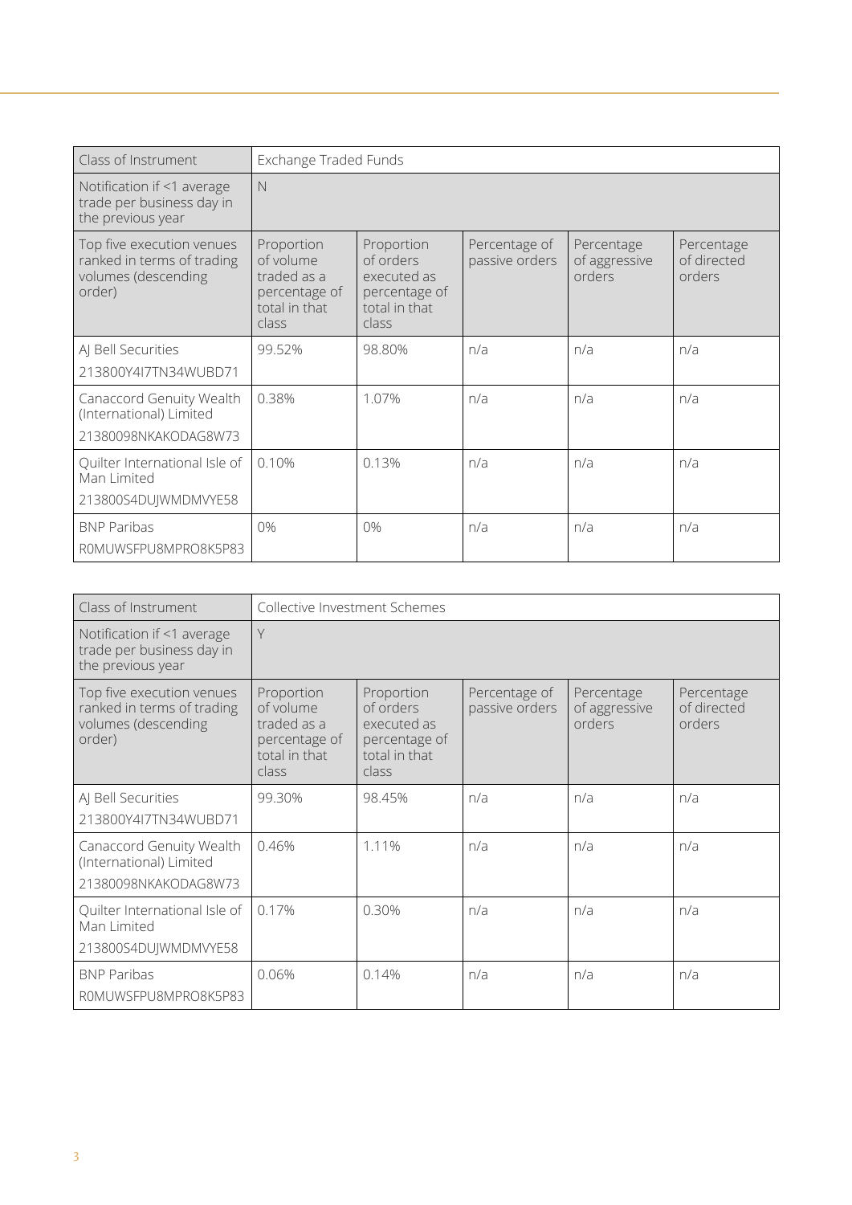| Class of Instrument | Exchange Traded Funds | | | | |
|---|---|---|---|---|---|
| Notification if <1 average trade per business day in the previous year | N | | | | |
| Top five execution venues ranked in terms of trading volumes (descending order) | Proportion of volume traded as a percentage of total in that class | Proportion of orders executed as percentage of total in that class | Percentage of passive orders | Percentage of aggressive orders | Percentage of directed orders |
| AJ Bell Securities 213800Y4I7TN34WUBD71 | 99.52% | 98.80% | n/a | n/a | n/a |
| Canaccord Genuity Wealth (International) Limited 21380098NKAKODAG8W73 | 0.38% | 1.07% | n/a | n/a | n/a |
| Quilter International Isle of Man Limited 213800S4DUJWMDMVYE58 | 0.10% | 0.13% | n/a | n/a | n/a |
| BNP Paribas R0MUWSFPU8MPRO8K5P83 | 0% | 0% | n/a | n/a | n/a |

| Class of Instrument | Collective Investment Schemes | | | | |
|---|---|---|---|---|---|
| Notification if <1 average trade per business day in the previous year | Y | | | | |
| Top five execution venues ranked in terms of trading volumes (descending order) | Proportion of volume traded as a percentage of total in that class | Proportion of orders executed as percentage of total in that class | Percentage of passive orders | Percentage of aggressive orders | Percentage of directed orders |
| AJ Bell Securities 213800Y4I7TN34WUBD71 | 99.30% | 98.45% | n/a | n/a | n/a |
| Canaccord Genuity Wealth (International) Limited 21380098NKAKODAG8W73 | 0.46% | 1.11% | n/a | n/a | n/a |
| Quilter International Isle of Man Limited 213800S4DUJWMDMVYE58 | 0.17% | 0.30% | n/a | n/a | n/a |
| BNP Paribas R0MUWSFPU8MPRO8K5P83 | 0.06% | 0.14% | n/a | n/a | n/a |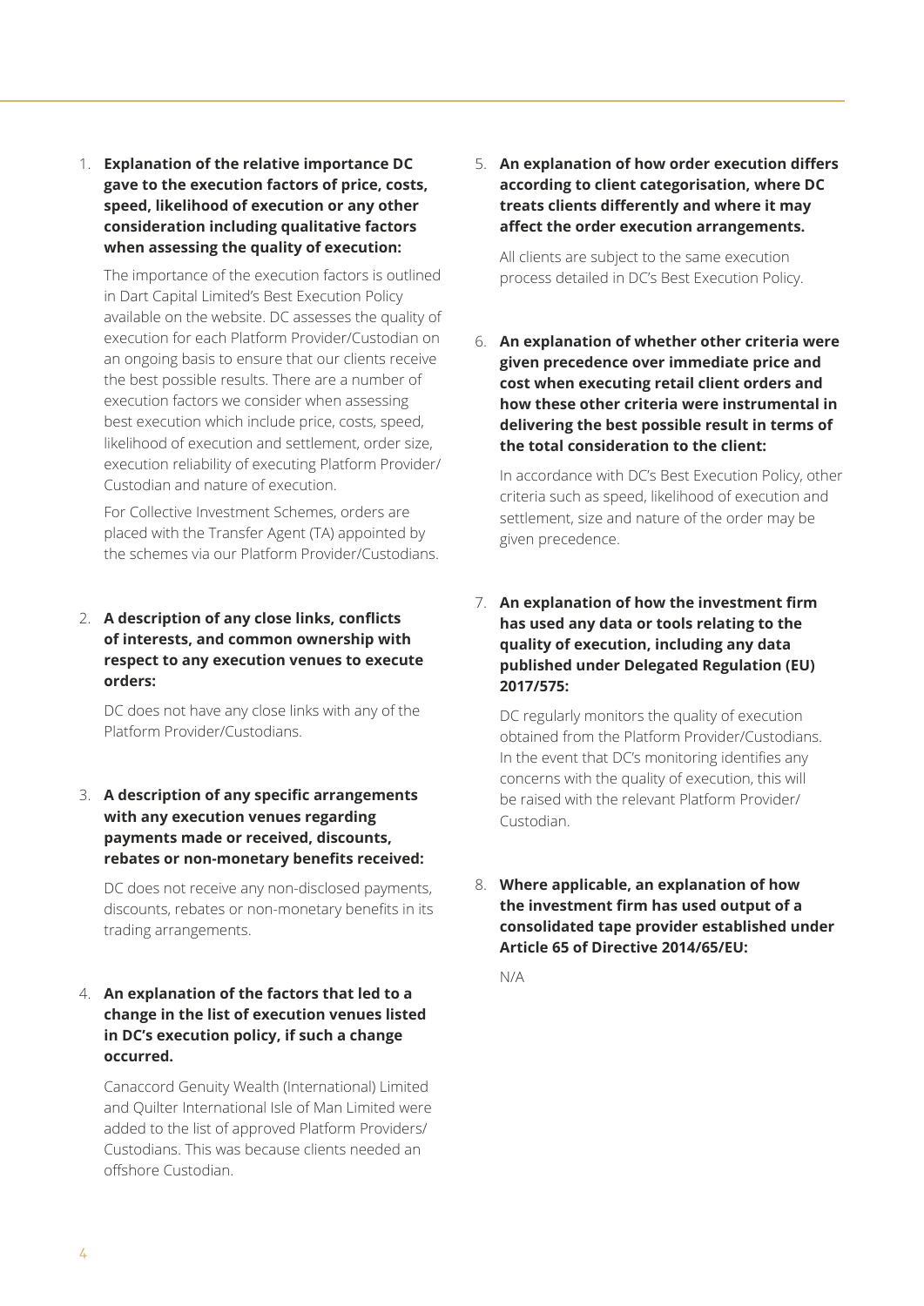1. **Explanation of the relative importance DC gave to the execution factors of price, costs, speed, likelihood of execution or any other consideration including qualitative factors when assessing the quality of execution:**

   The importance of the execution factors is outlined in Dart Capital Limited's Best Execution Policy available on the website. DC assesses the quality of execution for each Platform Provider/Custodian on an ongoing basis to ensure that our clients receive the best possible results. There are a number of execution factors we consider when assessing best execution which include price, costs, speed, likelihood of execution and settlement, order size, execution reliability of executing Platform Provider/ Custodian and nature of execution.

   For Collective Investment Schemes, orders are placed with the Transfer Agent (TA) appointed by the schemes via our Platform Provider/Custodians.

2. **A description of any close links, conflicts of interests, and common ownership with respect to any execution venues to execute orders:**

   DC does not have any close links with any of the Platform Provider/Custodians.

3. **A description of any specific arrangements with any execution venues regarding payments made or received, discounts, rebates or non-monetary benefits received:**

   DC does not receive any non-disclosed payments, discounts, rebates or non-monetary benefits in its trading arrangements.

4. **An explanation of the factors that led to a change in the list of execution venues listed in DC's execution policy, if such a change occurred.**

   Canaccord Genuity Wealth (International) Limited and Quilter International Isle of Man Limited were added to the list of approved Platform Providers/ Custodians. This was because clients needed an offshore Custodian.

5. **An explanation of how order execution differs according to client categorisation, where DC treats clients differently and where it may affect the order execution arrangements.**

   All clients are subject to the same execution process detailed in DC's Best Execution Policy.

6. **An explanation of whether other criteria were given precedence over immediate price and cost when executing retail client orders and how these other criteria were instrumental in delivering the best possible result in terms of the total consideration to the client:**

   In accordance with DC's Best Execution Policy, other criteria such as speed, likelihood of execution and settlement, size and nature of the order may be given precedence.

7. **An explanation of how the investment firm has used any data or tools relating to the quality of execution, including any data published under Delegated Regulation (EU) 2017/575:**

   DC regularly monitors the quality of execution obtained from the Platform Provider/Custodians. In the event that DC's monitoring identifies any concerns with the quality of execution, this will be raised with the relevant Platform Provider/ Custodian.

8. **Where applicable, an explanation of how the investment firm has used output of a consolidated tape provider established under Article 65 of Directive 2014/65/EU:**

   N/A